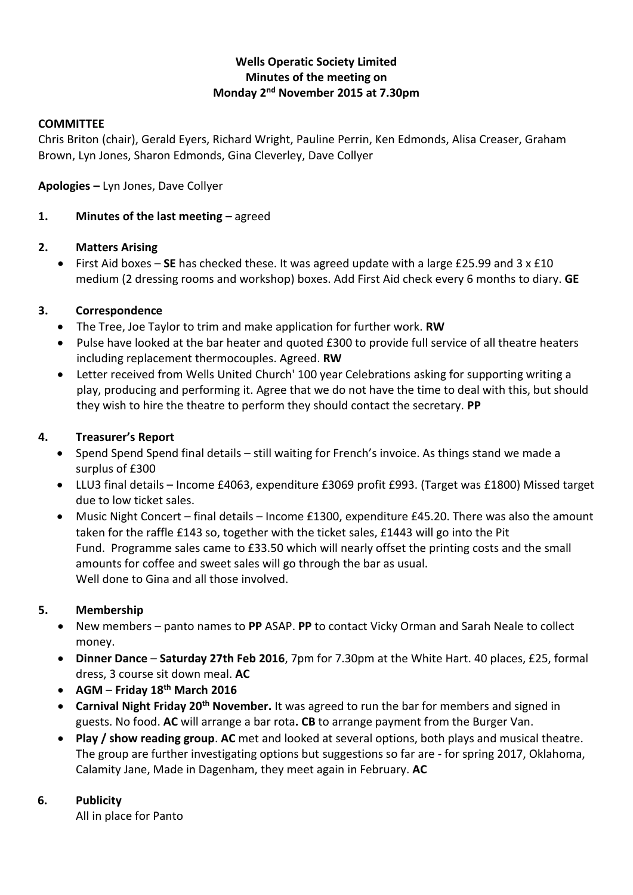**Wells Operatic Society Limited**
**Minutes of the meeting on**
**Monday 2nd November 2015 at 7.30pm**

**COMMITTEE**

Chris Briton (chair), Gerald Eyers, Richard Wright, Pauline Perrin, Ken Edmonds, Alisa Creaser, Graham Brown, Lyn Jones, Sharon Edmonds, Gina Cleverley, Dave Collyer

**Apologies –** Lyn Jones, Dave Collyer

**1. Minutes of the last meeting –** agreed

**2. Matters Arising**

- First Aid boxes – **SE** has checked these. It was agreed update with a large £25.99 and 3 x £10 medium (2 dressing rooms and workshop) boxes. Add First Aid check every 6 months to diary. **GE**

**3. Correspondence**

- The Tree, Joe Taylor to trim and make application for further work. **RW**
- Pulse have looked at the bar heater and quoted £300 to provide full service of all theatre heaters including replacement thermocouples. Agreed. **RW**
- Letter received from Wells United Church' 100 year Celebrations asking for supporting writing a play, producing and performing it. Agree that we do not have the time to deal with this, but should they wish to hire the theatre to perform they should contact the secretary. **PP**

**4. Treasurer's Report**

- Spend Spend Spend final details – still waiting for French's invoice. As things stand we made a surplus of £300
- LLU3 final details – Income £4063, expenditure £3069 profit £993. (Target was £1800) Missed target due to low ticket sales.
- Music Night Concert – final details – Income £1300, expenditure £45.20. There was also the amount taken for the raffle £143 so, together with the ticket sales, £1443 will go into the Pit Fund. Programme sales came to £33.50 which will nearly offset the printing costs and the small amounts for coffee and sweet sales will go through the bar as usual.
  Well done to Gina and all those involved.

**5. Membership**

- New members – panto names to **PP** ASAP. **PP** to contact Vicky Orman and Sarah Neale to collect money.
- **Dinner Dance** – **Saturday 27th Feb 2016**, 7pm for 7.30pm at the White Hart. 40 places, £25, formal dress, 3 course sit down meal. **AC**
- **AGM** – **Friday 18th March 2016**
- **Carnival Night Friday 20th November.** It was agreed to run the bar for members and signed in guests. No food. **AC** will arrange a bar rota**. CB** to arrange payment from the Burger Van.
- **Play / show reading group**. **AC** met and looked at several options, both plays and musical theatre. The group are further investigating options but suggestions so far are - for spring 2017, Oklahoma, Calamity Jane, Made in Dagenham, they meet again in February. **AC**

**6. Publicity**

All in place for Panto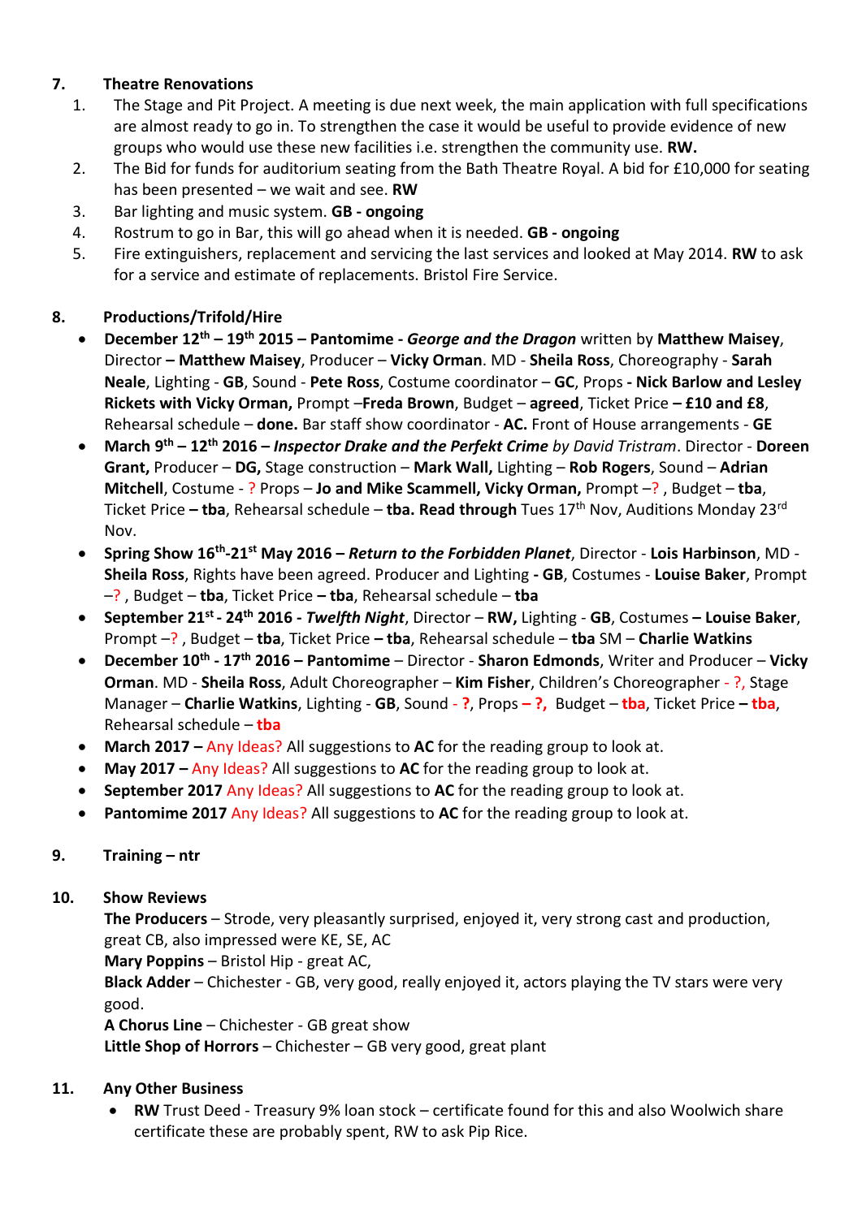7. **Theatre Renovations**
    1. The Stage and Pit Project. A meeting is due next week, the main application with full specifications are almost ready to go in. To strengthen the case it would be useful to provide evidence of new groups who would use these new facilities i.e. strengthen the community use. **RW.**
    2. The Bid for funds for auditorium seating from the Bath Theatre Royal. A bid for £10,000 for seating has been presented – we wait and see. **RW**
    3. Bar lighting and music system. **GB - ongoing**
    4. Rostrum to go in Bar, this will go ahead when it is needed. **GB - ongoing**
    5. Fire extinguishers, replacement and servicing the last services and looked at May 2014. **RW** to ask for a service and estimate of replacements. Bristol Fire Service.

8. **Productions/Trifold/Hire**
    - **December 12th – 19th 2015 – Pantomime -** ***George and the Dragon*** written by **Matthew Maisey**, Director **– Matthew Maisey**, Producer – **Vicky Orman**. MD - **Sheila Ross**, Choreography - **Sarah Neale**, Lighting - **GB**, Sound - **Pete Ross**, Costume coordinator – **GC**, Props **- Nick Barlow and Lesley Rickets with Vicky Orman,** Prompt –**Freda Brown**, Budget – **agreed**, Ticket Price **– £10 and £8**, Rehearsal schedule – **done.** Bar staff show coordinator - **AC.** Front of House arrangements - **GE**
    - **March 9th – 12th 2016 –** ***Inspector Drake and the Perfekt Crime*** *by David Tristram*. Director - **Doreen Grant,** Producer – **DG,** Stage construction – **Mark Wall,** Lighting – **Rob Rogers**, Sound – **Adrian Mitchell**, Costume - ? Props – **Jo and Mike Scammell, Vicky Orman,** Prompt –? , Budget – **tba**, Ticket Price **– tba**, Rehearsal schedule – **tba. Read through** Tues 17th Nov, Auditions Monday 23rd Nov.
    - **Spring Show 16th-21st May 2016 –** ***Return to the Forbidden Planet***, Director - **Lois Harbinson**, MD - **Sheila Ross**, Rights have been agreed. Producer and Lighting **- GB**, Costumes - **Louise Baker**, Prompt –? , Budget – **tba**, Ticket Price **– tba**, Rehearsal schedule – **tba**
    - **September 21st - 24th 2016 -** ***Twelfth Night***, Director – **RW,** Lighting - **GB**, Costumes **– Louise Baker**, Prompt –? , Budget – **tba**, Ticket Price **– tba**, Rehearsal schedule – **tba** SM – **Charlie Watkins**
    - **December 10th - 17th 2016 – Pantomime** – Director - **Sharon Edmonds**, Writer and Producer – **Vicky Orman**. MD - **Sheila Ross**, Adult Choreographer – **Kim Fisher**, Children's Choreographer - ?, Stage Manager – **Charlie Watkins**, Lighting - **GB**, Sound - **?**, Props **– ?,** Budget – **tba**, Ticket Price **– tba**, Rehearsal schedule – **tba**
    - **March 2017 –** Any Ideas? All suggestions to **AC** for the reading group to look at.
    - **May 2017 –** Any Ideas? All suggestions to **AC** for the reading group to look at.
    - **September 2017** Any Ideas? All suggestions to **AC** for the reading group to look at.
    - **Pantomime 2017** Any Ideas? All suggestions to **AC** for the reading group to look at.

9. **Training – ntr**

10. **Show Reviews**

    **The Producers** – Strode, very pleasantly surprised, enjoyed it, very strong cast and production, great CB, also impressed were KE, SE, AC
    **Mary Poppins** – Bristol Hip - great AC,
    **Black Adder** – Chichester - GB, very good, really enjoyed it, actors playing the TV stars were very good.
    **A Chorus Line** – Chichester - GB great show
    **Little Shop of Horrors** – Chichester – GB very good, great plant

11. **Any Other Business**
    - **RW** Trust Deed - Treasury 9% loan stock – certificate found for this and also Woolwich share certificate these are probably spent, RW to ask Pip Rice.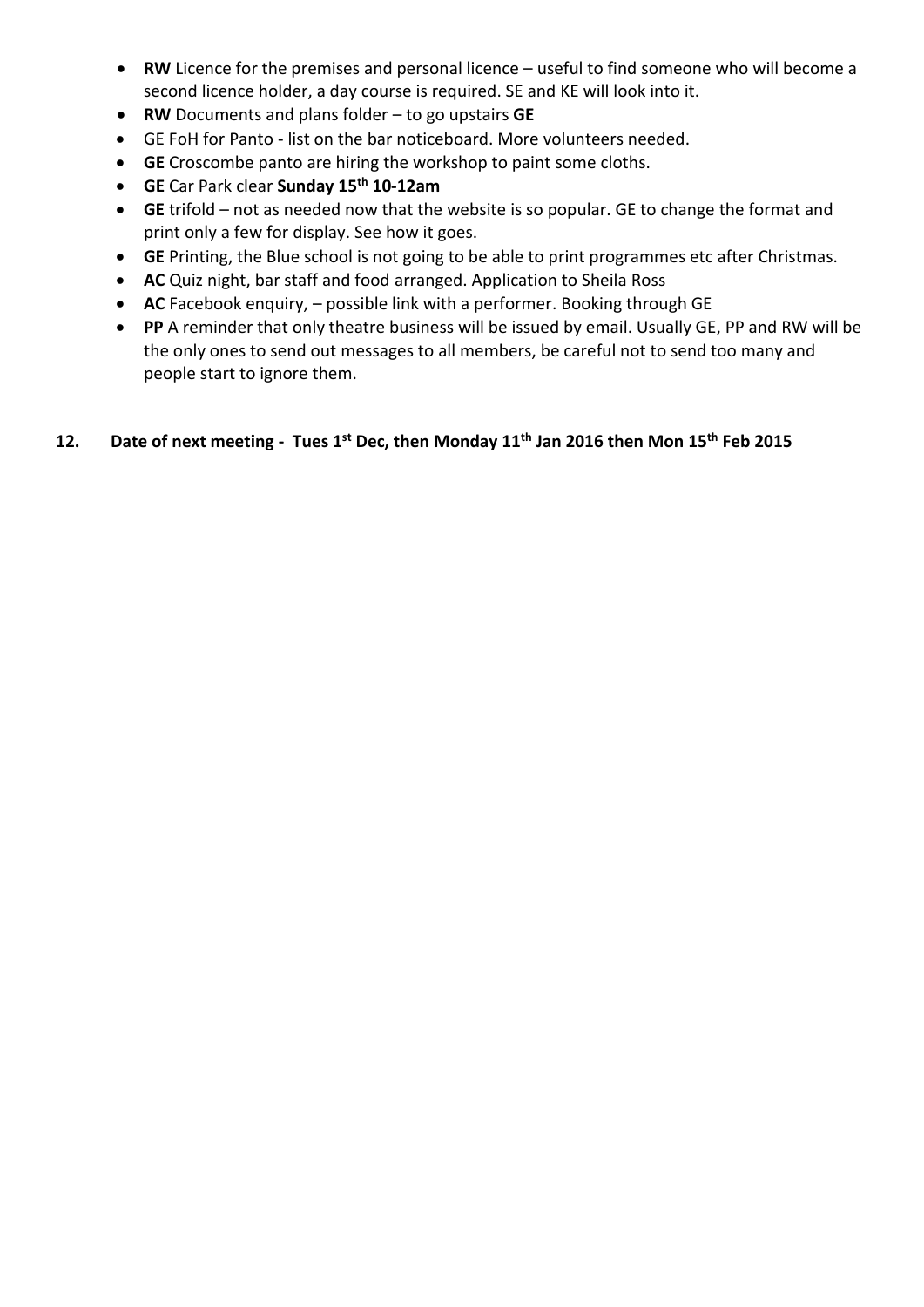- **RW** Licence for the premises and personal licence – useful to find someone who will become a second licence holder, a day course is required. SE and KE will look into it.
- **RW** Documents and plans folder – to go upstairs **GE**
- GE FoH for Panto - list on the bar noticeboard. More volunteers needed.
- **GE** Croscombe panto are hiring the workshop to paint some cloths.
- **GE** Car Park clear **Sunday 15th 10-12am**
- **GE** trifold – not as needed now that the website is so popular. GE to change the format and print only a few for display. See how it goes.
- **GE** Printing, the Blue school is not going to be able to print programmes etc after Christmas.
- **AC** Quiz night, bar staff and food arranged. Application to Sheila Ross
- **AC** Facebook enquiry, – possible link with a performer. Booking through GE
- **PP** A reminder that only theatre business will be issued by email. Usually GE, PP and RW will be the only ones to send out messages to all members, be careful not to send too many and people start to ignore them.

**12. Date of next meeting - Tues 1st Dec, then Monday 11th Jan 2016 then Mon 15th Feb 2015**